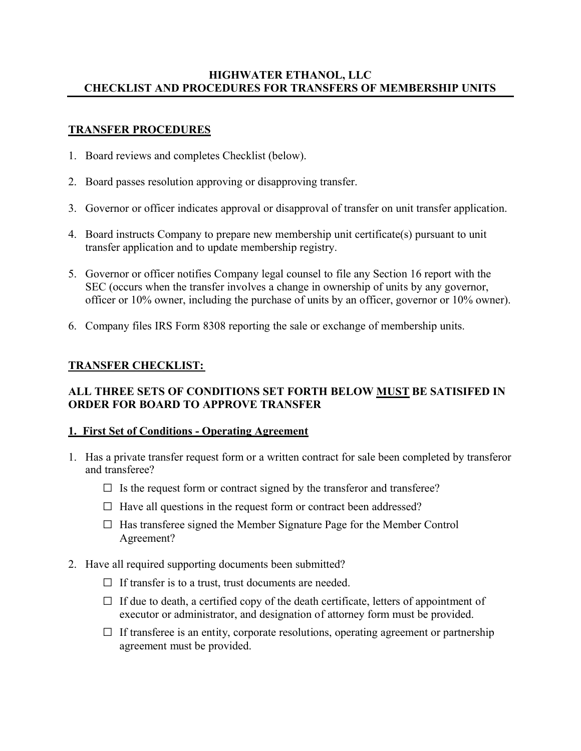# HIGHWATER ETHANOL, LLC
# CHECKLIST AND PROCEDURES FOR TRANSFERS OF MEMBERSHIP UNITS

## TRANSFER PROCEDURES

1. Board reviews and completes Checklist (below).
2. Board passes resolution approving or disapproving transfer.
3. Governor or officer indicates approval or disapproval of transfer on unit transfer application.
4. Board instructs Company to prepare new membership unit certificate(s) pursuant to unit transfer application and to update membership registry.
5. Governor or officer notifies Company legal counsel to file any Section 16 report with the SEC (occurs when the transfer involves a change in ownership of units by any governor, officer or 10% owner, including the purchase of units by an officer, governor or 10% owner).
6. Company files IRS Form 8308 reporting the sale or exchange of membership units.

## TRANSFER CHECKLIST:

### ALL THREE SETS OF CONDITIONS SET FORTH BELOW MUST BE SATISIFED IN ORDER FOR BOARD TO APPROVE TRANSFER

### 1. First Set of Conditions - Operating Agreement

1. Has a private transfer request form or a written contract for sale been completed by transferor and transferee?
   - ☐ Is the request form or contract signed by the transferor and transferee?
   - ☐ Have all questions in the request form or contract been addressed?
   - ☐ Has transferee signed the Member Signature Page for the Member Control Agreement?
2. Have all required supporting documents been submitted?
   - ☐ If transfer is to a trust, trust documents are needed.
   - ☐ If due to death, a certified copy of the death certificate, letters of appointment of executor or administrator, and designation of attorney form must be provided.
   - ☐ If transferee is an entity, corporate resolutions, operating agreement or partnership agreement must be provided.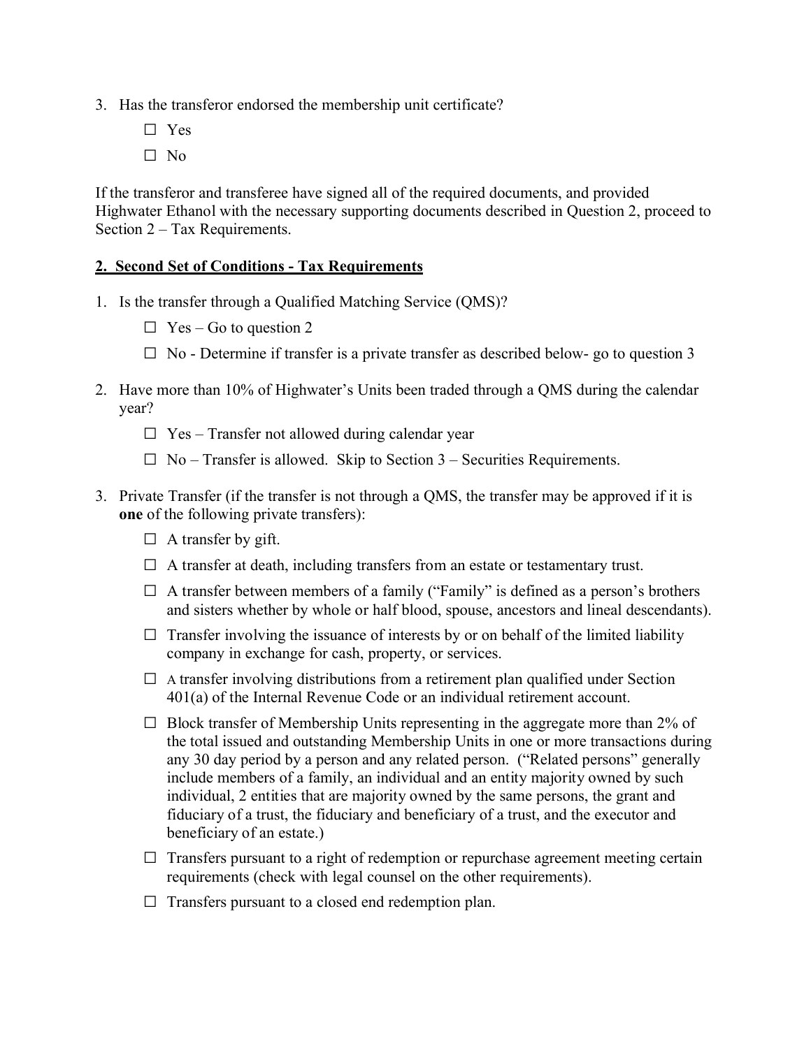3. Has the transferor endorsed the membership unit certificate?

   ☐ Yes

   ☐ No

If the transferor and transferee have signed all of the required documents, and provided Highwater Ethanol with the necessary supporting documents described in Question 2, proceed to Section 2 – Tax Requirements.

## 2. Second Set of Conditions - Tax Requirements

1. Is the transfer through a Qualified Matching Service (QMS)?

   ☐ Yes – Go to question 2

   ☐ No - Determine if transfer is a private transfer as described below- go to question 3

2. Have more than 10% of Highwater's Units been traded through a QMS during the calendar year?

   ☐ Yes – Transfer not allowed during calendar year

   ☐ No – Transfer is allowed. Skip to Section 3 – Securities Requirements.

3. Private Transfer (if the transfer is not through a QMS, the transfer may be approved if it is **one** of the following private transfers):

   ☐ A transfer by gift.

   ☐ A transfer at death, including transfers from an estate or testamentary trust.

   ☐ A transfer between members of a family ("Family" is defined as a person's brothers and sisters whether by whole or half blood, spouse, ancestors and lineal descendants).

   ☐ Transfer involving the issuance of interests by or on behalf of the limited liability company in exchange for cash, property, or services.

   ☐ A transfer involving distributions from a retirement plan qualified under Section 401(a) of the Internal Revenue Code or an individual retirement account.

   ☐ Block transfer of Membership Units representing in the aggregate more than 2% of the total issued and outstanding Membership Units in one or more transactions during any 30 day period by a person and any related person. ("Related persons" generally include members of a family, an individual and an entity majority owned by such individual, 2 entities that are majority owned by the same persons, the grant and fiduciary of a trust, the fiduciary and beneficiary of a trust, and the executor and beneficiary of an estate.)

   ☐ Transfers pursuant to a right of redemption or repurchase agreement meeting certain requirements (check with legal counsel on the other requirements).

   ☐ Transfers pursuant to a closed end redemption plan.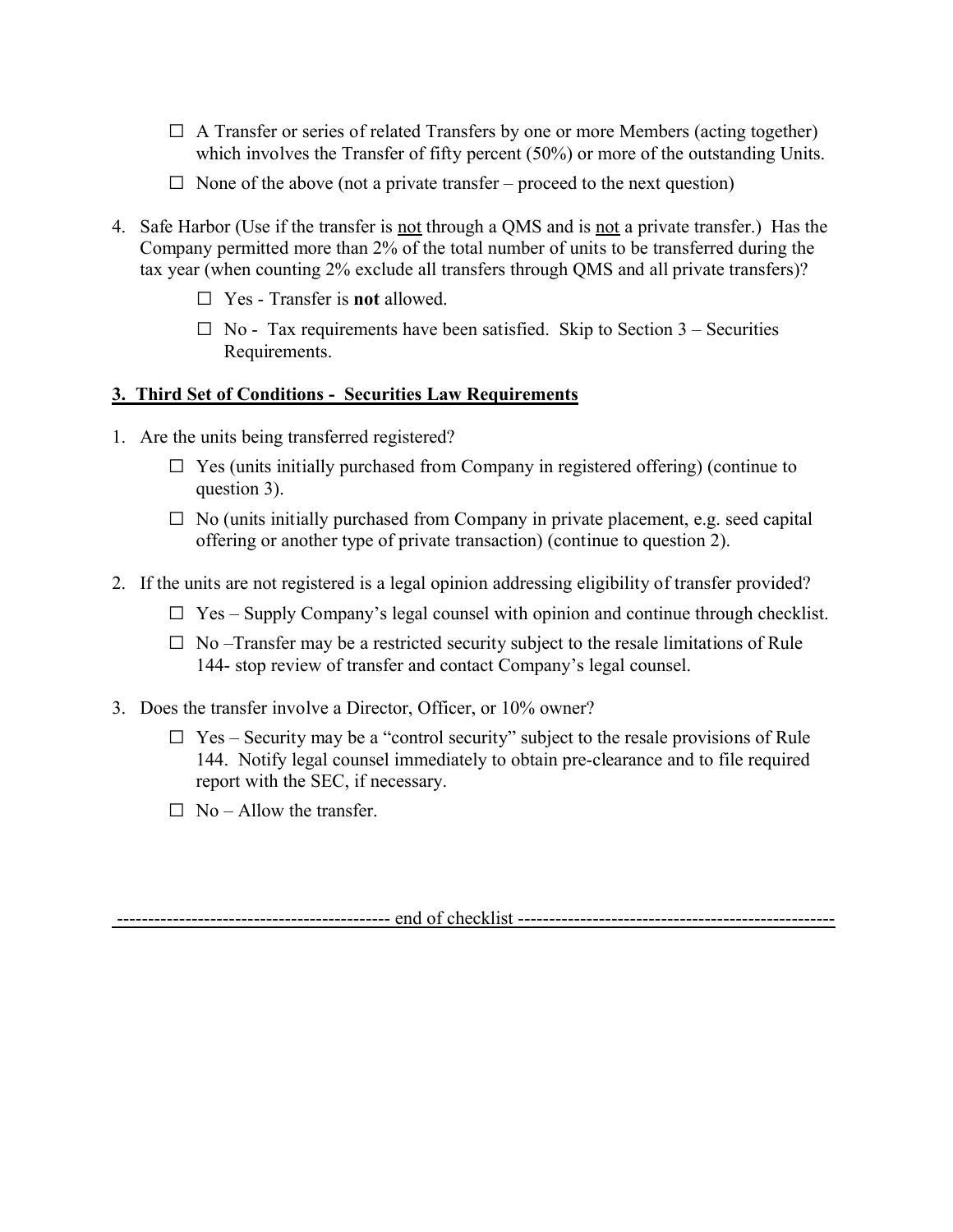- ☐ A Transfer or series of related Transfers by one or more Members (acting together) which involves the Transfer of fifty percent (50%) or more of the outstanding Units.
- ☐ None of the above (not a private transfer – proceed to the next question)

4. Safe Harbor (Use if the transfer is <u>not</u> through a QMS and is <u>not</u> a private transfer.) Has the Company permitted more than 2% of the total number of units to be transferred during the tax year (when counting 2% exclude all transfers through QMS and all private transfers)?
   - ☐ Yes - Transfer is **not** allowed.
   - ☐ No - Tax requirements have been satisfied. Skip to Section 3 – Securities Requirements.

## <u>3. Third Set of Conditions - Securities Law Requirements</u>

1. Are the units being transferred registered?
   - ☐ Yes (units initially purchased from Company in registered offering) (continue to question 3).
   - ☐ No (units initially purchased from Company in private placement, e.g. seed capital offering or another type of private transaction) (continue to question 2).

2. If the units are not registered is a legal opinion addressing eligibility of transfer provided?
   - ☐ Yes – Supply Company's legal counsel with opinion and continue through checklist.
   - ☐ No –Transfer may be a restricted security subject to the resale limitations of Rule 144- stop review of transfer and contact Company's legal counsel.

3. Does the transfer involve a Director, Officer, or 10% owner?
   - ☐ Yes – Security may be a "control security" subject to the resale provisions of Rule 144. Notify legal counsel immediately to obtain pre-clearance and to file required report with the SEC, if necessary.
   - ☐ No – Allow the transfer.

------------------------------------------- end of checklist --------------------------------------------------